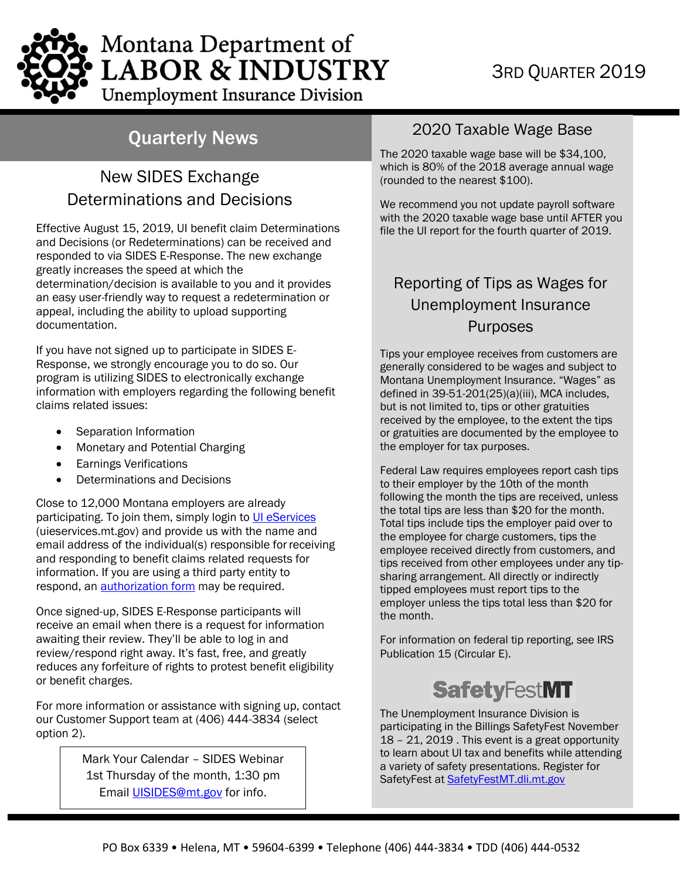# Montana Department of LABOR & INDUSTRY
Unemployment Insurance Division

3RD QUARTER 2019

## Quarterly News

### New SIDES Exchange Determinations and Decisions

Effective August 15, 2019, UI benefit claim Determinations and Decisions (or Redeterminations) can be received and responded to via SIDES E-Response. The new exchange greatly increases the speed at which the determination/decision is available to you and it provides an easy user-friendly way to request a redetermination or appeal, including the ability to upload supporting documentation.

If you have not signed up to participate in SIDES E-Response, we strongly encourage you to do so. Our program is utilizing SIDES to electronically exchange information with employers regarding the following benefit claims related issues:

- Separation Information
- Monetary and Potential Charging
- Earnings Verifications
- Determinations and Decisions

Close to 12,000 Montana employers are already participating. To join them, simply login to UI eServices (uieservices.mt.gov) and provide us with the name and email address of the individual(s) responsible for receiving and responding to benefit claims related requests for information. If you are using a third party entity to respond, an authorization form may be required.

Once signed-up, SIDES E-Response participants will receive an email when there is a request for information awaiting their review. They'll be able to log in and review/respond right away. It's fast, free, and greatly reduces any forfeiture of rights to protest benefit eligibility or benefit charges.

For more information or assistance with signing up, contact our Customer Support team at (406) 444-3834 (select option 2).

Mark Your Calendar – SIDES Webinar
1st Thursday of the month, 1:30 pm
Email UISIDES@mt.gov for info.

### 2020 Taxable Wage Base

The 2020 taxable wage base will be $34,100, which is 80% of the 2018 average annual wage (rounded to the nearest $100).

We recommend you not update payroll software with the 2020 taxable wage base until AFTER you file the UI report for the fourth quarter of 2019.

### Reporting of Tips as Wages for Unemployment Insurance Purposes

Tips your employee receives from customers are generally considered to be wages and subject to Montana Unemployment Insurance. "Wages" as defined in 39-51-201(25)(a)(iii), MCA includes, but is not limited to, tips or other gratuities received by the employee, to the extent the tips or gratuities are documented by the employee to the employer for tax purposes.

Federal Law requires employees report cash tips to their employer by the 10th of the month following the month the tips are received, unless the total tips are less than $20 for the month. Total tips include tips the employer paid over to the employee for charge customers, tips the employee received directly from customers, and tips received from other employees under any tip-sharing arrangement. All directly or indirectly tipped employees must report tips to the employer unless the tips total less than $20 for the month.

For information on federal tip reporting, see IRS Publication 15 (Circular E).

### SafetyFestMT

The Unemployment Insurance Division is participating in the Billings SafetyFest November 18 – 21, 2019 . This event is a great opportunity to learn about UI tax and benefits while attending a variety of safety presentations. Register for SafetyFest at SafetyFestMT.dli.mt.gov

PO Box 6339 • Helena, MT • 59604-6399 • Telephone (406) 444-3834 • TDD (406) 444-0532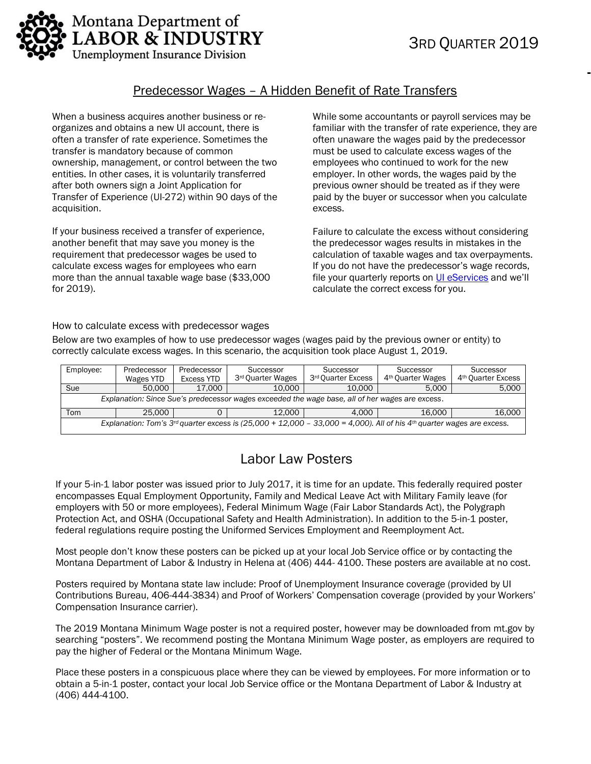Montana Department of LABOR & INDUSTRY
Unemployment Insurance Division

3RD QUARTER 2019

## Predecessor Wages – A Hidden Benefit of Rate Transfers

When a business acquires another business or re-organizes and obtains a new UI account, there is often a transfer of rate experience. Sometimes the transfer is mandatory because of common ownership, management, or control between the two entities. In other cases, it is voluntarily transferred after both owners sign a Joint Application for Transfer of Experience (UI-272) within 90 days of the acquisition.

If your business received a transfer of experience, another benefit that may save you money is the requirement that predecessor wages be used to calculate excess wages for employees who earn more than the annual taxable wage base ($33,000 for 2019).

While some accountants or payroll services may be familiar with the transfer of rate experience, they are often unaware the wages paid by the predecessor must be used to calculate excess wages of the employees who continued to work for the new employer. In other words, the wages paid by the previous owner should be treated as if they were paid by the buyer or successor when you calculate excess.

Failure to calculate the excess without considering the predecessor wages results in mistakes in the calculation of taxable wages and tax overpayments. If you do not have the predecessor's wage records, file your quarterly reports on UI eServices and we'll calculate the correct excess for you.

### How to calculate excess with predecessor wages

Below are two examples of how to use predecessor wages (wages paid by the previous owner or entity) to correctly calculate excess wages. In this scenario, the acquisition took place August 1, 2019.

| Employee: | Predecessor Wages YTD | Predecessor Excess YTD | Successor 3rd Quarter Wages | Successor 3rd Quarter Excess | Successor 4th Quarter Wages | Successor 4th Quarter Excess |
|---|---|---|---|---|---|---|
| Sue | 50,000 | 17,000 | 10,000 | 10,000 | 5,000 | 5,000 |
| *Explanation: Since Sue's predecessor wages exceeded the wage base, all of her wages are excess.* | | | | | | |
| Tom | 25,000 | 0 | 12,000 | 4,000 | 16,000 | 16,000 |
| *Explanation: Tom's 3rd quarter excess is (25,000 + 12,000 – 33,000 = 4,000). All of his 4th quarter wages are excess.* | | | | | | |

## Labor Law Posters

If your 5-in-1 labor poster was issued prior to July 2017, it is time for an update. This federally required poster encompasses Equal Employment Opportunity, Family and Medical Leave Act with Military Family leave (for employers with 50 or more employees), Federal Minimum Wage (Fair Labor Standards Act), the Polygraph Protection Act, and OSHA (Occupational Safety and Health Administration). In addition to the 5-in-1 poster, federal regulations require posting the Uniformed Services Employment and Reemployment Act.

Most people don't know these posters can be picked up at your local Job Service office or by contacting the Montana Department of Labor & Industry in Helena at (406) 444- 4100. These posters are available at no cost.

Posters required by Montana state law include: Proof of Unemployment Insurance coverage (provided by UI Contributions Bureau, 406-444-3834) and Proof of Workers' Compensation coverage (provided by your Workers' Compensation Insurance carrier).

The 2019 Montana Minimum Wage poster is not a required poster, however may be downloaded from mt.gov by searching "posters". We recommend posting the Montana Minimum Wage poster, as employers are required to pay the higher of Federal or the Montana Minimum Wage.

Place these posters in a conspicuous place where they can be viewed by employees. For more information or to obtain a 5-in-1 poster, contact your local Job Service office or the Montana Department of Labor & Industry at (406) 444-4100.